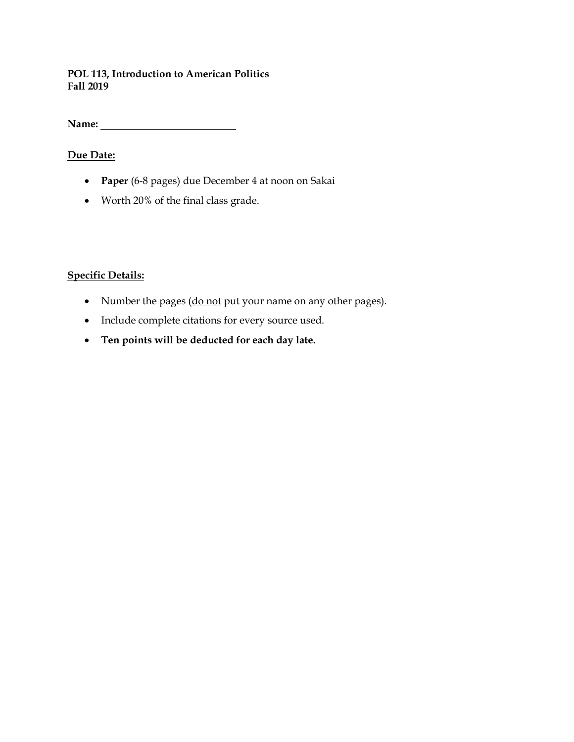**POL 113, Introduction to American Politics**
**Fall 2019**

**Name:** ____________________

**<u>Due Date:</u>**

- **Paper** (6-8 pages) due December 4 at noon on Sakai
- Worth 20% of the final class grade.

**<u>Specific Details:</u>**

- Number the pages (<u>do not</u> put your name on any other pages).
- Include complete citations for every source used.
- **Ten points will be deducted for each day late.**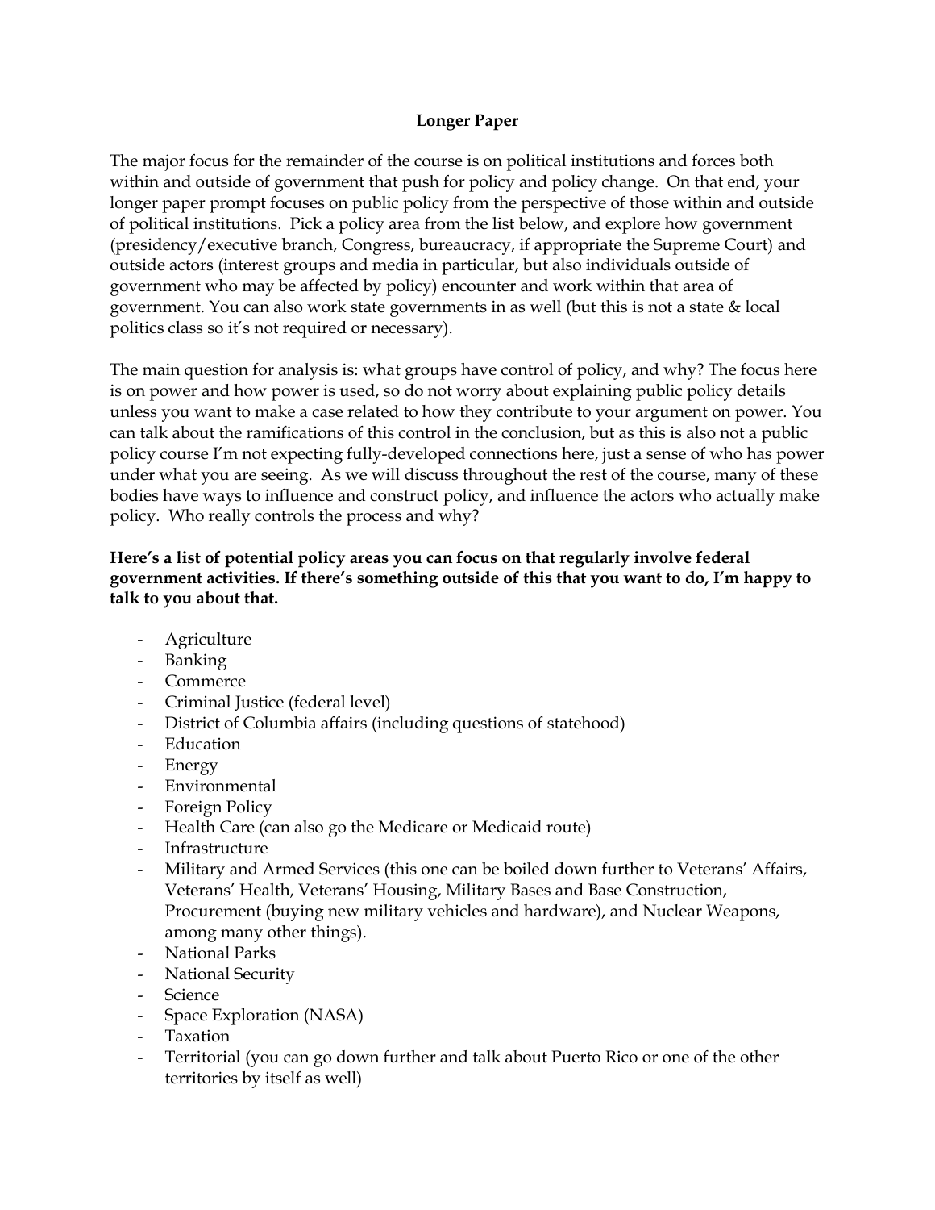**Longer Paper**

The major focus for the remainder of the course is on political institutions and forces both within and outside of government that push for policy and policy change. On that end, your longer paper prompt focuses on public policy from the perspective of those within and outside of political institutions. Pick a policy area from the list below, and explore how government (presidency/executive branch, Congress, bureaucracy, if appropriate the Supreme Court) and outside actors (interest groups and media in particular, but also individuals outside of government who may be affected by policy) encounter and work within that area of government. You can also work state governments in as well (but this is not a state & local politics class so it's not required or necessary).

The main question for analysis is: what groups have control of policy, and why? The focus here is on power and how power is used, so do not worry about explaining public policy details unless you want to make a case related to how they contribute to your argument on power. You can talk about the ramifications of this control in the conclusion, but as this is also not a public policy course I'm not expecting fully-developed connections here, just a sense of who has power under what you are seeing. As we will discuss throughout the rest of the course, many of these bodies have ways to influence and construct policy, and influence the actors who actually make policy. Who really controls the process and why?

**Here's a list of potential policy areas you can focus on that regularly involve federal government activities. If there's something outside of this that you want to do, I'm happy to talk to you about that.**

- Agriculture
- Banking
- Commerce
- Criminal Justice (federal level)
- District of Columbia affairs (including questions of statehood)
- Education
- Energy
- Environmental
- Foreign Policy
- Health Care (can also go the Medicare or Medicaid route)
- Infrastructure
- Military and Armed Services (this one can be boiled down further to Veterans' Affairs, Veterans' Health, Veterans' Housing, Military Bases and Base Construction, Procurement (buying new military vehicles and hardware), and Nuclear Weapons, among many other things).
- National Parks
- National Security
- Science
- Space Exploration (NASA)
- Taxation
- Territorial (you can go down further and talk about Puerto Rico or one of the other territories by itself as well)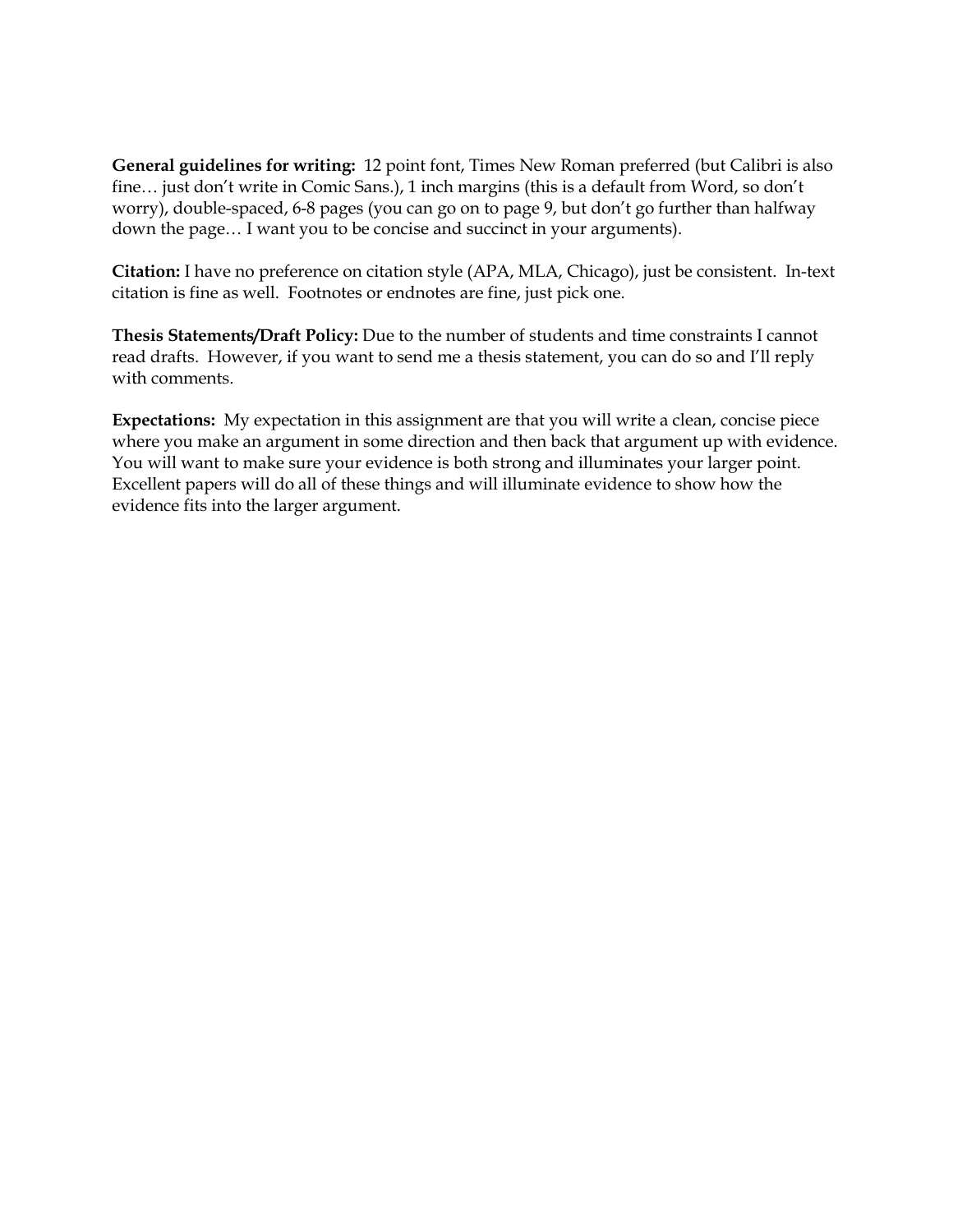**General guidelines for writing:** 12 point font, Times New Roman preferred (but Calibri is also fine… just don't write in Comic Sans.), 1 inch margins (this is a default from Word, so don't worry), double-spaced, 6-8 pages (you can go on to page 9, but don't go further than halfway down the page… I want you to be concise and succinct in your arguments).

**Citation:** I have no preference on citation style (APA, MLA, Chicago), just be consistent. In-text citation is fine as well. Footnotes or endnotes are fine, just pick one.

**Thesis Statements/Draft Policy:** Due to the number of students and time constraints I cannot read drafts. However, if you want to send me a thesis statement, you can do so and I'll reply with comments.

**Expectations:** My expectation in this assignment are that you will write a clean, concise piece where you make an argument in some direction and then back that argument up with evidence. You will want to make sure your evidence is both strong and illuminates your larger point. Excellent papers will do all of these things and will illuminate evidence to show how the evidence fits into the larger argument.